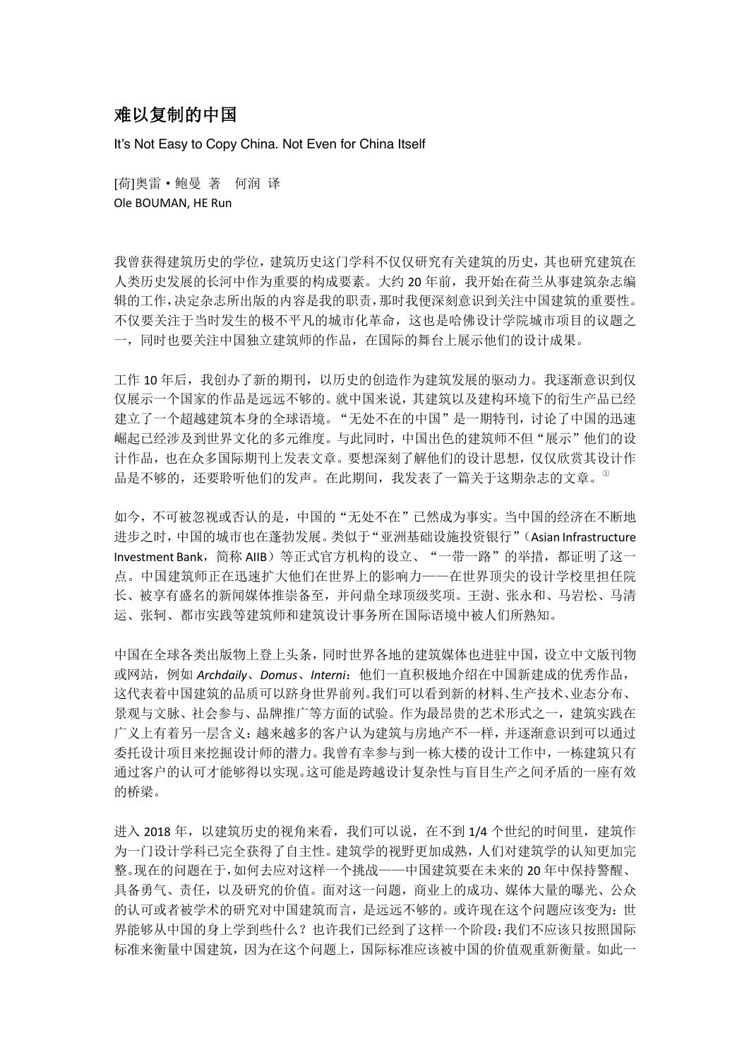# 难以复制的中国

It's Not Easy to Copy China. Not Even for China Itself

[荷]奥雷·鲍曼 著　何润 译
Ole BOUMAN, HE Run

我曾获得建筑历史的学位，建筑历史这门学科不仅仅研究有关建筑的历史，其也研究建筑在人类历史发展的长河中作为重要的构成要素。大约 20 年前，我开始在荷兰从事建筑杂志编辑的工作，决定杂志所出版的内容是我的职责，那时我便深刻意识到关注中国建筑的重要性。不仅要关注于当时发生的极不平凡的城市化革命，这也是哈佛设计学院城市项目的议题之一，同时也要关注中国独立建筑师的作品，在国际的舞台上展示他们的设计成果。

工作 10 年后，我创办了新的期刊，以历史的创造作为建筑发展的驱动力。我逐渐意识到仅仅展示一个国家的作品是远远不够的。就中国来说，其建筑以及建构环境下的衍生产品已经建立了一个超越建筑本身的全球语境。"无处不在的中国"是一期特刊，讨论了中国的迅速崛起已经涉及到世界文化的多元维度。与此同时，中国出色的建筑师不但"展示"他们的设计作品，也在众多国际期刊上发表文章。要想深刻了解他们的设计思想，仅仅欣赏其设计作品是不够的，还要聆听他们的发声。在此期间，我发表了一篇关于这期杂志的文章。①

如今，不可被忽视或否认的是，中国的"无处不在"已然成为事实。当中国的经济在不断地进步之时，中国的城市也在蓬勃发展。类似于"亚洲基础设施投资银行"（Asian Infrastructure Investment Bank，简称 AIIB）等正式官方机构的设立、"一带一路"的举措，都证明了这一点。中国建筑师正在迅速扩大他们在世界上的影响力——在世界顶尖的设计学校里担任院长、被享有盛名的新闻媒体推崇备至，并问鼎全球顶级奖项。王澍、张永和、马岩松、马清运、张轲、都市实践等建筑师和建筑设计事务所在国际语境中被人们所熟知。

中国在全球各类出版物上登上头条，同时世界各地的建筑媒体也进驻中国，设立中文版刊物或网站，例如 *Archdaily*、*Domus*、*Interni*：他们一直积极地介绍在中国新建成的优秀作品，这代表着中国建筑的品质可以跻身世界前列。我们可以看到新的材料、生产技术、业态分布、景观与文脉、社会参与、品牌推广等方面的试验。作为最昂贵的艺术形式之一，建筑实践在广义上有着另一层含义：越来越多的客户认为建筑与房地产不一样，并逐渐意识到可以通过委托设计项目来挖掘设计师的潜力。我曾有幸参与到一栋大楼的设计工作中，一栋建筑只有通过客户的认可才能够得以实现。这可能是跨越设计复杂性与盲目生产之间矛盾的一座有效的桥梁。

进入 2018 年，以建筑历史的视角来看，我们可以说，在不到 1/4 个世纪的时间里，建筑作为一门设计学科已完全获得了自主性。建筑学的视野更加成熟，人们对建筑学的认知更加完整。现在的问题在于，如何去应对这样一个挑战——中国建筑要在未来的 20 年中保持警醒、具备勇气、责任，以及研究的价值。面对这一问题，商业上的成功、媒体大量的曝光、公众的认可或者被学术的研究对中国建筑而言，是远远不够的。或许现在这个问题应该变为：世界能够从中国的身上学到些什么？也许我们已经到了这样一个阶段：我们不应该只按照国际标准来衡量中国建筑，因为在这个问题上，国际标准应该被中国的价值观重新衡量。如此一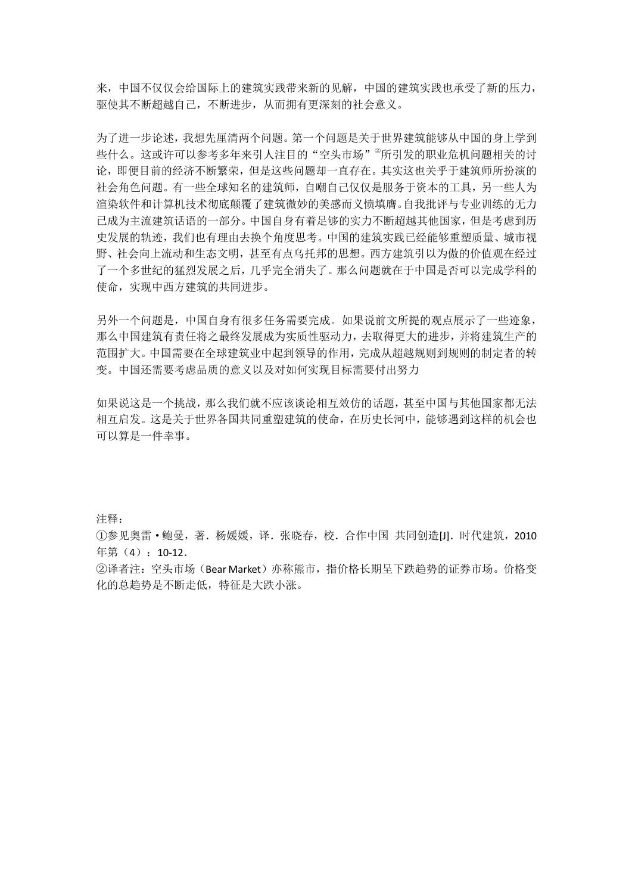来，中国不仅仅会给国际上的建筑实践带来新的见解，中国的建筑实践也承受了新的压力，驱使其不断超越自己，不断进步，从而拥有更深刻的社会意义。

为了进一步论述，我想先厘清两个问题。第一个问题是关于世界建筑能够从中国的身上学到些什么。这或许可以参考多年来引人注目的“空头市场”[②]所引发的职业危机问题相关的讨论，即便目前的经济不断繁荣，但是这些问题却一直存在。其实这也关乎于建筑师所扮演的社会角色问题。有一些全球知名的建筑师，自嘲自己仅仅是服务于资本的工具，另一些人为渲染软件和计算机技术彻底颠覆了建筑微妙的美感而义愤填膺。自我批评与专业训练的无力已成为主流建筑话语的一部分。中国自身有着足够的实力不断超越其他国家，但是考虑到历史发展的轨迹，我们也有理由去换个角度思考。中国的建筑实践已经能够重塑质量、城市视野、社会向上流动和生态文明，甚至有点乌托邦的思想。西方建筑引以为傲的价值观在经过了一个多世纪的猛烈发展之后，几乎完全消失了。那么问题就在于中国是否可以完成学科的使命，实现中西方建筑的共同进步。

另外一个问题是，中国自身有很多任务需要完成。如果说前文所提的观点展示了一些迹象，那么中国建筑有责任将之最终发展成为实质性驱动力，去取得更大的进步，并将建筑生产的范围扩大。中国需要在全球建筑业中起到领导的作用，完成从超越规则到规则的制定者的转变。中国还需要考虑品质的意义以及对如何实现目标需要付出努力

如果说这是一个挑战，那么我们就不应该谈论相互效仿的话题，甚至中国与其他国家都无法相互启发。这是关于世界各国共同重塑建筑的使命，在历史长河中，能够遇到这样的机会也可以算是一件幸事。

注释：

①参见奥雷•鲍曼，著．杨媛媛，译．张晓春，校．合作中国 共同创造[J]．时代建筑，2010 年第（4）：10-12．

②译者注：空头市场（Bear Market）亦称熊市，指价格长期呈下跌趋势的证券市场。价格变化的总趋势是不断走低，特征是大跌小涨。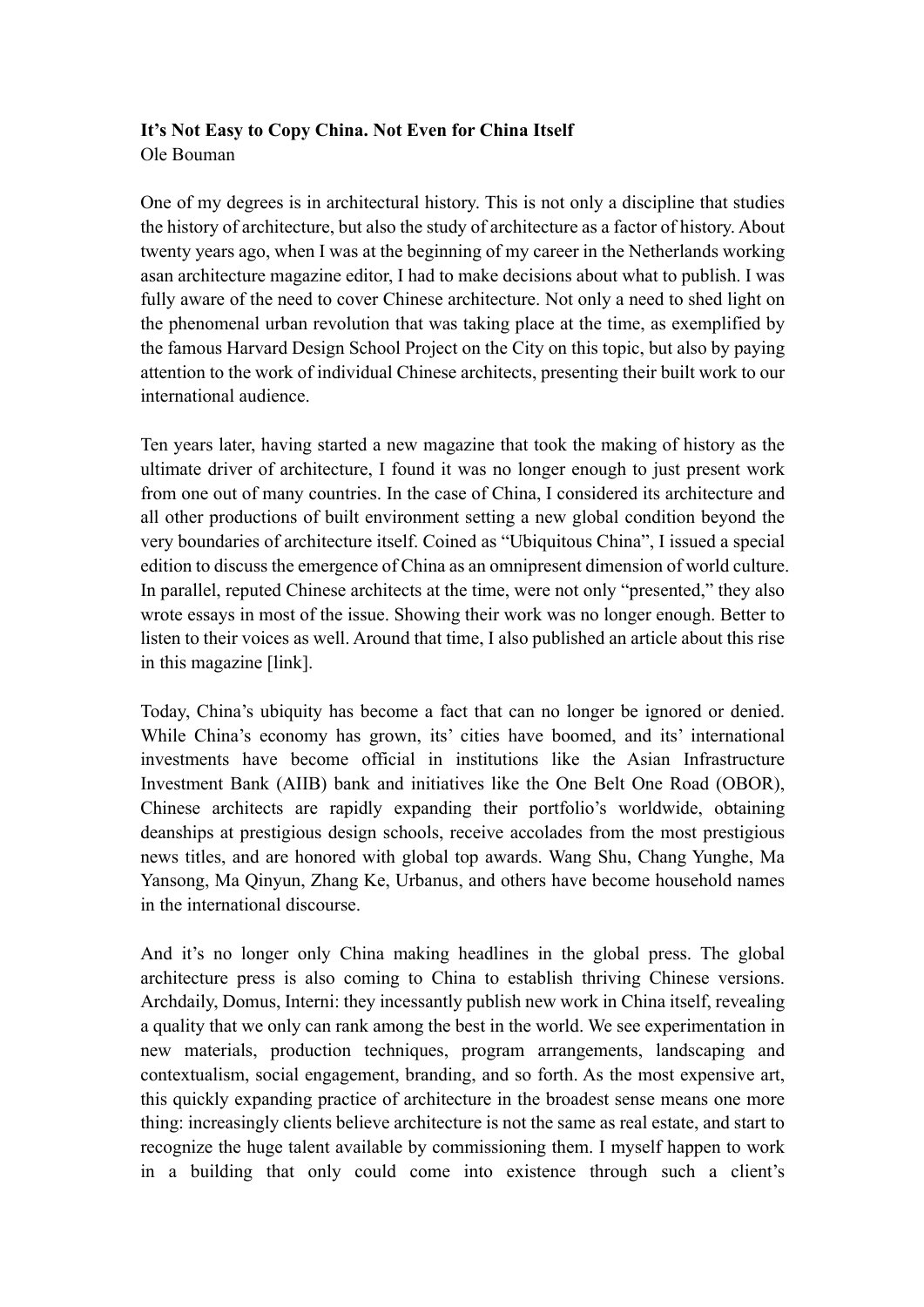**It's Not Easy to Copy China. Not Even for China Itself**
Ole Bouman

One of my degrees is in architectural history. This is not only a discipline that studies the history of architecture, but also the study of architecture as a factor of history. About twenty years ago, when I was at the beginning of my career in the Netherlands working asan architecture magazine editor, I had to make decisions about what to publish. I was fully aware of the need to cover Chinese architecture. Not only a need to shed light on the phenomenal urban revolution that was taking place at the time, as exemplified by the famous Harvard Design School Project on the City on this topic, but also by paying attention to the work of individual Chinese architects, presenting their built work to our international audience.

Ten years later, having started a new magazine that took the making of history as the ultimate driver of architecture, I found it was no longer enough to just present work from one out of many countries. In the case of China, I considered its architecture and all other productions of built environment setting a new global condition beyond the very boundaries of architecture itself. Coined as "Ubiquitous China", I issued a special edition to discuss the emergence of China as an omnipresent dimension of world culture. In parallel, reputed Chinese architects at the time, were not only "presented," they also wrote essays in most of the issue. Showing their work was no longer enough. Better to listen to their voices as well. Around that time, I also published an article about this rise in this magazine [link].

Today, China's ubiquity has become a fact that can no longer be ignored or denied. While China's economy has grown, its' cities have boomed, and its' international investments have become official in institutions like the Asian Infrastructure Investment Bank (AIIB) bank and initiatives like the One Belt One Road (OBOR), Chinese architects are rapidly expanding their portfolio's worldwide, obtaining deanships at prestigious design schools, receive accolades from the most prestigious news titles, and are honored with global top awards. Wang Shu, Chang Yunghe, Ma Yansong, Ma Qinyun, Zhang Ke, Urbanus, and others have become household names in the international discourse.

And it's no longer only China making headlines in the global press. The global architecture press is also coming to China to establish thriving Chinese versions. Archdaily, Domus, Interni: they incessantly publish new work in China itself, revealing a quality that we only can rank among the best in the world. We see experimentation in new materials, production techniques, program arrangements, landscaping and contextualism, social engagement, branding, and so forth. As the most expensive art, this quickly expanding practice of architecture in the broadest sense means one more thing: increasingly clients believe architecture is not the same as real estate, and start to recognize the huge talent available by commissioning them. I myself happen to work in a building that only could come into existence through such a client's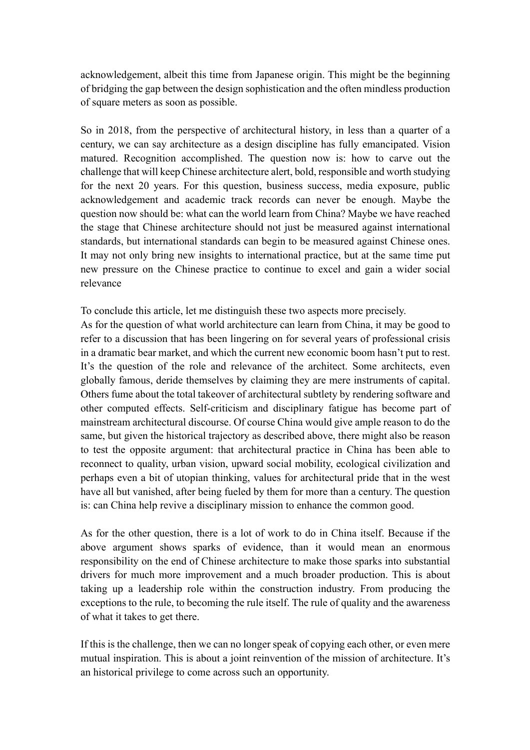acknowledgement, albeit this time from Japanese origin. This might be the beginning of bridging the gap between the design sophistication and the often mindless production of square meters as soon as possible.

So in 2018, from the perspective of architectural history, in less than a quarter of a century, we can say architecture as a design discipline has fully emancipated. Vision matured. Recognition accomplished. The question now is: how to carve out the challenge that will keep Chinese architecture alert, bold, responsible and worth studying for the next 20 years. For this question, business success, media exposure, public acknowledgement and academic track records can never be enough. Maybe the question now should be: what can the world learn from China? Maybe we have reached the stage that Chinese architecture should not just be measured against international standards, but international standards can begin to be measured against Chinese ones. It may not only bring new insights to international practice, but at the same time put new pressure on the Chinese practice to continue to excel and gain a wider social relevance

To conclude this article, let me distinguish these two aspects more precisely.
As for the question of what world architecture can learn from China, it may be good to refer to a discussion that has been lingering on for several years of professional crisis in a dramatic bear market, and which the current new economic boom hasn't put to rest. It's the question of the role and relevance of the architect. Some architects, even globally famous, deride themselves by claiming they are mere instruments of capital. Others fume about the total takeover of architectural subtlety by rendering software and other computed effects. Self-criticism and disciplinary fatigue has become part of mainstream architectural discourse. Of course China would give ample reason to do the same, but given the historical trajectory as described above, there might also be reason to test the opposite argument: that architectural practice in China has been able to reconnect to quality, urban vision, upward social mobility, ecological civilization and perhaps even a bit of utopian thinking, values for architectural pride that in the west have all but vanished, after being fueled by them for more than a century. The question is: can China help revive a disciplinary mission to enhance the common good.

As for the other question, there is a lot of work to do in China itself. Because if the above argument shows sparks of evidence, than it would mean an enormous responsibility on the end of Chinese architecture to make those sparks into substantial drivers for much more improvement and a much broader production. This is about taking up a leadership role within the construction industry. From producing the exceptions to the rule, to becoming the rule itself. The rule of quality and the awareness of what it takes to get there.

If this is the challenge, then we can no longer speak of copying each other, or even mere mutual inspiration. This is about a joint reinvention of the mission of architecture. It's an historical privilege to come across such an opportunity.